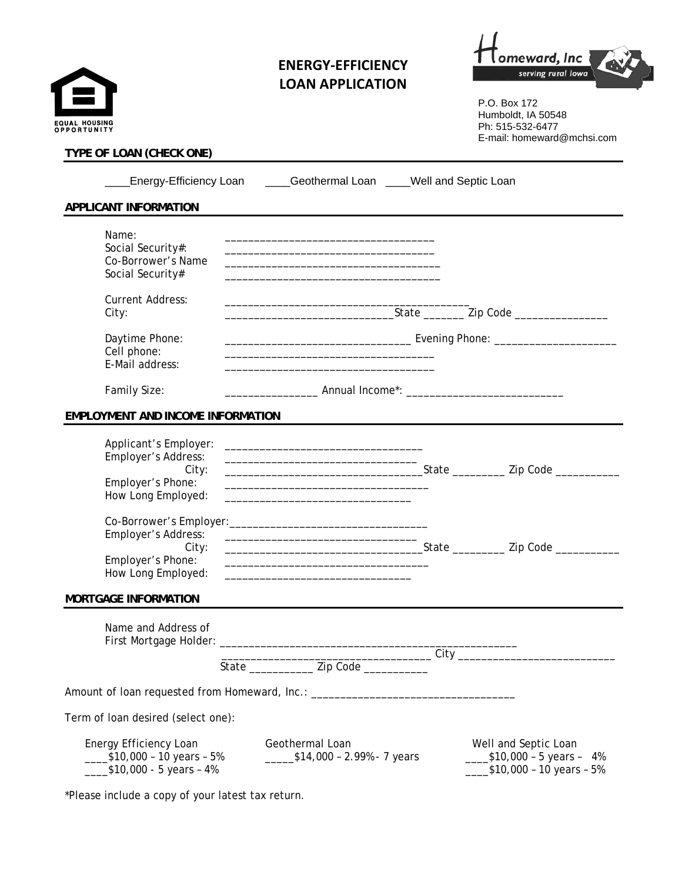# ENERGY-EFFICIENCY LOAN APPLICATION

Homeward, Inc
serving rural Iowa

P.O. Box 172
Humboldt, IA 50548
Ph: 515-532-6477
E-mail: homeward@mchsi.com

EQUAL HOUSING OPPORTUNITY

**TYPE OF LOAN (CHECK ONE)**

____Energy-Efficiency Loan ____Geothermal Loan ____Well and Septic Loan

**APPLICANT INFORMATION**

Name: ____________________________________
Social Security#: ____________________________________
Co-Borrower's Name ____________________________________
Social Security# ____________________________________

Current Address: ____________________________________________
City: ____________________________State _______ Zip Code ________________

Daytime Phone: _______________________________ Evening Phone: _____________________
Cell phone: ____________________________________
E-Mail address: ____________________________________

Family Size: ________________ Annual Income*: ___________________________

**EMPLOYMENT AND INCOME INFORMATION**

Applicant's Employer: _________________________________
Employer's Address: _________________________________
City: _________________________________State _________ Zip Code ___________
Employer's Phone: ___________________________________
How Long Employed: _______________________________

Co-Borrower's Employer:__________________________________
Employer's Address: _________________________________
City: _________________________________State _________ Zip Code ___________
Employer's Phone: ___________________________________
How Long Employed: _______________________________

**MORTGAGE INFORMATION**

Name and Address of
First Mortgage Holder: _____________________________________________________
___________________________________ City ___________________________
State ___________ Zip Code ___________

Amount of loan requested from Homeward, Inc.: ___________________________________

Term of loan desired (select one):

| Energy Efficiency Loan | Geothermal Loan | Well and Septic Loan |
|---|---|---|
| ____$10,000 – 10 years – 5% | _____$14,000 – 2.99%- 7 years | ____$10,000 – 5 years – 4% |
| ____$10,000 - 5 years – 4% | | ____$10,000 – 10 years – 5% |

*Please include a copy of your latest tax return.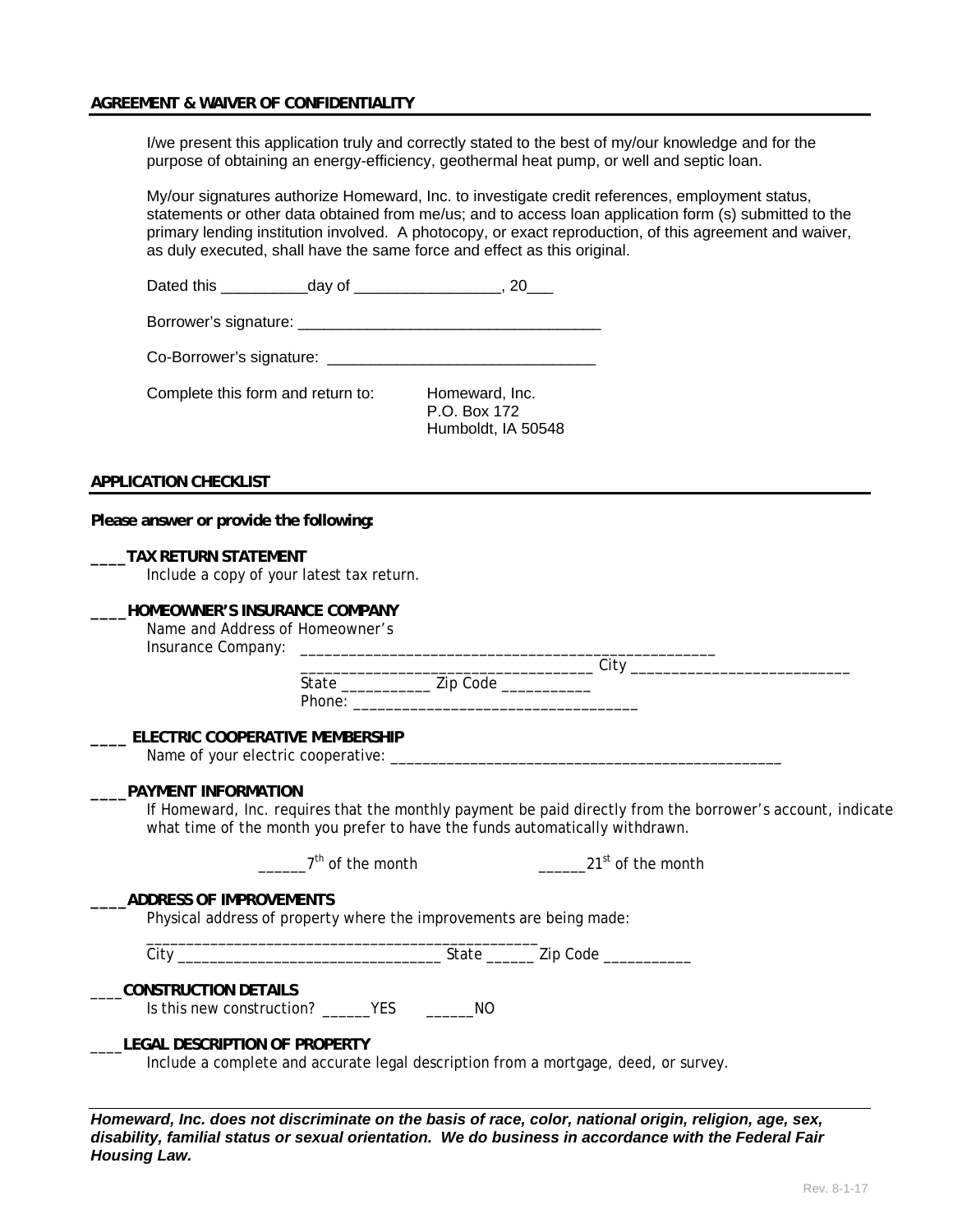## AGREEMENT & WAIVER OF CONFIDENTIALITY

I/we present this application truly and correctly stated to the best of my/our knowledge and for the purpose of obtaining an energy-efficiency, geothermal heat pump, or well and septic loan.

My/our signatures authorize Homeward, Inc. to investigate credit references, employment status, statements or other data obtained from me/us; and to access loan application form (s) submitted to the primary lending institution involved. A photocopy, or exact reproduction, of this agreement and waiver, as duly executed, shall have the same force and effect as this original.

Dated this __________day of _________________, 20___

Borrower's signature: ____________________________________

Co-Borrower's signature: _______________________________

Complete this form and return to: Homeward, Inc.
P.O. Box 172
Humboldt, IA 50548

## APPLICATION CHECKLIST

**Please answer or provide the following:**

**____TAX RETURN STATEMENT**
Include a copy of your latest tax return.

**____HOMEOWNER'S INSURANCE COMPANY**
Name and Address of Homeowner's Insurance Company: ____________________________________________________
__________________________________ City ___________________________
State ___________ Zip Code ___________
Phone: ___________________________________

**____ ELECTRIC COOPERATIVE MEMBERSHIP**
Name of your electric cooperative: __________________________________________________

**____PAYMENT INFORMATION**
If Homeward, Inc. requires that the monthly payment be paid directly from the borrower's account, indicate what time of the month you prefer to have the funds automatically withdrawn.

______7th of the month ______21st of the month

**____ADDRESS OF IMPROVEMENTS**
Physical address of property where the improvements are being made:
_________________________________________________
City _________________________________ State ______ Zip Code ___________

**____CONSTRUCTION DETAILS**
Is this new construction? ______YES ______NO

**____LEGAL DESCRIPTION OF PROPERTY**
Include a complete and accurate legal description from a mortgage, deed, or survey.

***Homeward, Inc. does not discriminate on the basis of race, color, national origin, religion, age, sex, disability, familial status or sexual orientation. We do business in accordance with the Federal Fair Housing Law.***

Rev. 8-1-17